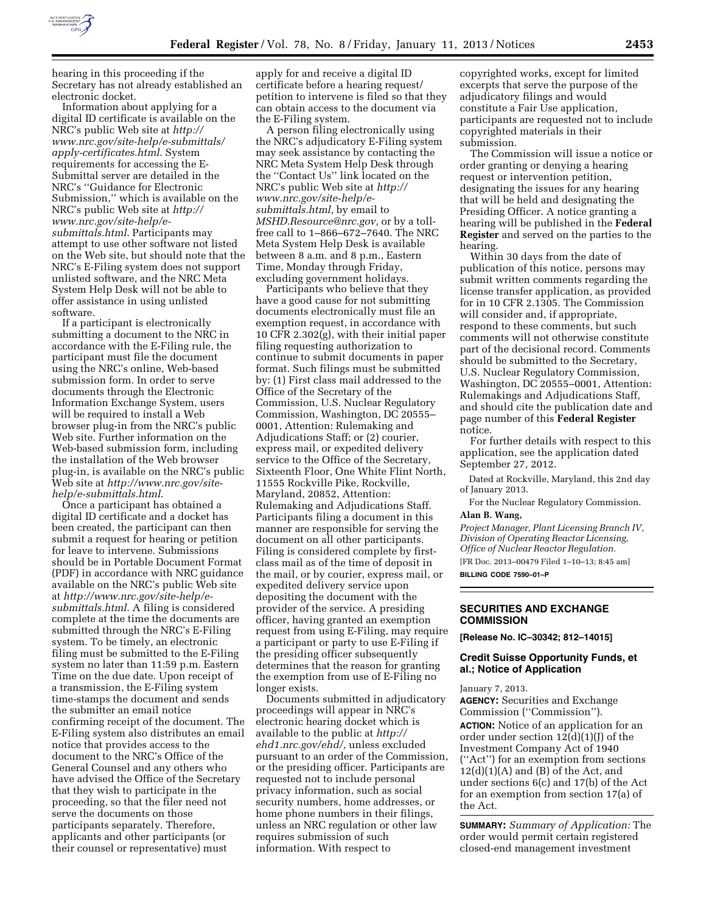hearing in this proceeding if the Secretary has not already established an electronic docket.

Information about applying for a digital ID certificate is available on the NRC's public Web site at *http://www.nrc.gov/site-help/e-submittals/apply-certificates.html*. System requirements for accessing the E-Submittal server are detailed in the NRC's ''Guidance for Electronic Submission,'' which is available on the NRC's public Web site at *http://www.nrc.gov/site-help/e-submittals.html*. Participants may attempt to use other software not listed on the Web site, but should note that the NRC's E-Filing system does not support unlisted software, and the NRC Meta System Help Desk will not be able to offer assistance in using unlisted software.

If a participant is electronically submitting a document to the NRC in accordance with the E-Filing rule, the participant must file the document using the NRC's online, Web-based submission form. In order to serve documents through the Electronic Information Exchange System, users will be required to install a Web browser plug-in from the NRC's public Web site. Further information on the Web-based submission form, including the installation of the Web browser plug-in, is available on the NRC's public Web site at *http://www.nrc.gov/site-help/e-submittals.html*.

Once a participant has obtained a digital ID certificate and a docket has been created, the participant can then submit a request for hearing or petition for leave to intervene. Submissions should be in Portable Document Format (PDF) in accordance with NRC guidance available on the NRC's public Web site at *http://www.nrc.gov/site-help/e-submittals.html*. A filing is considered complete at the time the documents are submitted through the NRC's E-Filing system. To be timely, an electronic filing must be submitted to the E-Filing system no later than 11:59 p.m. Eastern Time on the due date. Upon receipt of a transmission, the E-Filing system time-stamps the document and sends the submitter an email notice confirming receipt of the document. The E-Filing system also distributes an email notice that provides access to the document to the NRC's Office of the General Counsel and any others who have advised the Office of the Secretary that they wish to participate in the proceeding, so that the filer need not serve the documents on those participants separately. Therefore, applicants and other participants (or their counsel or representative) must apply for and receive a digital ID certificate before a hearing request/petition to intervene is filed so that they can obtain access to the document via the E-Filing system.

A person filing electronically using the NRC's adjudicatory E-Filing system may seek assistance by contacting the NRC Meta System Help Desk through the ''Contact Us'' link located on the NRC's public Web site at *http://www.nrc.gov/site-help/e-submittals.html,* by email to *MSHD.Resource@nrc.gov,* or by a toll-free call to 1–866–672–7640. The NRC Meta System Help Desk is available between 8 a.m. and 8 p.m., Eastern Time, Monday through Friday, excluding government holidays.

Participants who believe that they have a good cause for not submitting documents electronically must file an exemption request, in accordance with 10 CFR 2.302(g), with their initial paper filing requesting authorization to continue to submit documents in paper format. Such filings must be submitted by: (1) First class mail addressed to the Office of the Secretary of the Commission, U.S. Nuclear Regulatory Commission, Washington, DC 20555–0001, Attention: Rulemaking and Adjudications Staff; or (2) courier, express mail, or expedited delivery service to the Office of the Secretary, Sixteenth Floor, One White Flint North, 11555 Rockville Pike, Rockville, Maryland, 20852, Attention: Rulemaking and Adjudications Staff. Participants filing a document in this manner are responsible for serving the document on all other participants. Filing is considered complete by first-class mail as of the time of deposit in the mail, or by courier, express mail, or expedited delivery service upon depositing the document with the provider of the service. A presiding officer, having granted an exemption request from using E-Filing, may require a participant or party to use E-Filing if the presiding officer subsequently determines that the reason for granting the exemption from use of E-Filing no longer exists.

Documents submitted in adjudicatory proceedings will appear in NRC's electronic hearing docket which is available to the public at *http://ehd1.nrc.gov/ehd/,* unless excluded pursuant to an order of the Commission, or the presiding officer. Participants are requested not to include personal privacy information, such as social security numbers, home addresses, or home phone numbers in their filings, unless an NRC regulation or other law requires submission of such information. With respect to copyrighted works, except for limited excerpts that serve the purpose of the adjudicatory filings and would constitute a Fair Use application, participants are requested not to include copyrighted materials in their submission.

The Commission will issue a notice or order granting or denying a hearing request or intervention petition, designating the issues for any hearing that will be held and designating the Presiding Officer. A notice granting a hearing will be published in the **Federal Register** and served on the parties to the hearing.

Within 30 days from the date of publication of this notice, persons may submit written comments regarding the license transfer application, as provided for in 10 CFR 2.1305. The Commission will consider and, if appropriate, respond to these comments, but such comments will not otherwise constitute part of the decisional record. Comments should be submitted to the Secretary, U.S. Nuclear Regulatory Commission, Washington, DC 20555–0001, Attention: Rulemakings and Adjudications Staff, and should cite the publication date and page number of this **Federal Register** notice.

For further details with respect to this application, see the application dated September 27, 2012.

Dated at Rockville, Maryland, this 2nd day of January 2013.

For the Nuclear Regulatory Commission.

**Alan B. Wang,**

*Project Manager, Plant Licensing Branch IV, Division of Operating Reactor Licensing, Office of Nuclear Reactor Regulation.*

[FR Doc. 2013–00479 Filed 1–10–13; 8:45 am]

**BILLING CODE 7590–01–P**

## SECURITIES AND EXCHANGE COMMISSION

**[Release No. IC–30342; 812–14015]**

### Credit Suisse Opportunity Funds, et al.; Notice of Application

January 7, 2013.

**AGENCY:** Securities and Exchange Commission (''Commission'').

**ACTION:** Notice of an application for an order under section 12(d)(1)(J) of the Investment Company Act of 1940 (''Act'') for an exemption from sections 12(d)(1)(A) and (B) of the Act, and under sections 6(c) and 17(b) of the Act for an exemption from section 17(a) of the Act.

**SUMMARY:** *Summary of Application:* The order would permit certain registered closed-end management investment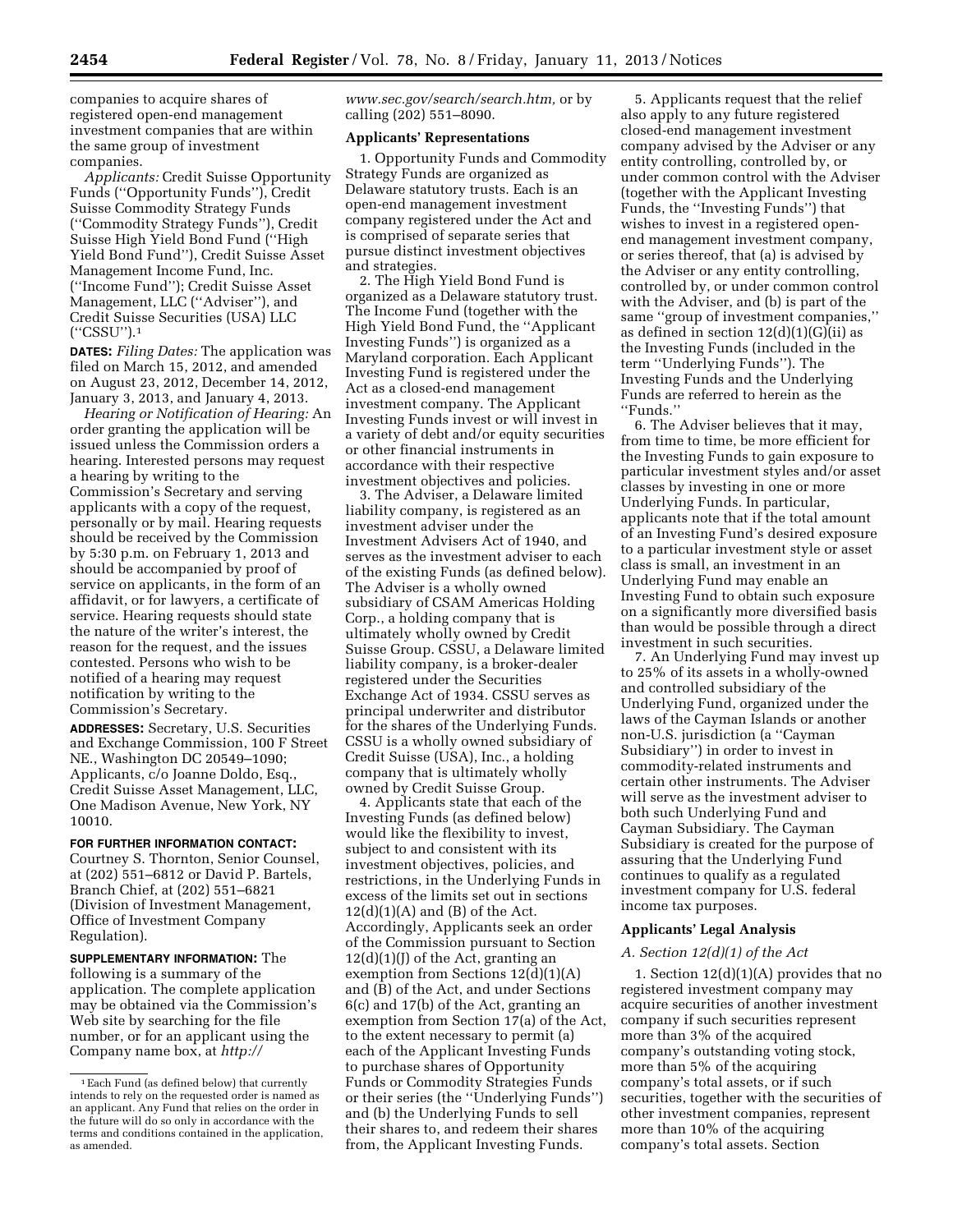companies to acquire shares of registered open-end management investment companies that are within the same group of investment companies.

*Applicants:* Credit Suisse Opportunity Funds (''Opportunity Funds''), Credit Suisse Commodity Strategy Funds (''Commodity Strategy Funds''), Credit Suisse High Yield Bond Fund (''High Yield Bond Fund''), Credit Suisse Asset Management Income Fund, Inc. (''Income Fund''); Credit Suisse Asset Management, LLC (''Adviser''), and Credit Suisse Securities (USA) LLC (''CSSU'').[1]

**DATES:** *Filing Dates:* The application was filed on March 15, 2012, and amended on August 23, 2012, December 14, 2012, January 3, 2013, and January 4, 2013.

*Hearing or Notification of Hearing:* An order granting the application will be issued unless the Commission orders a hearing. Interested persons may request a hearing by writing to the Commission's Secretary and serving applicants with a copy of the request, personally or by mail. Hearing requests should be received by the Commission by 5:30 p.m. on February 1, 2013 and should be accompanied by proof of service on applicants, in the form of an affidavit, or for lawyers, a certificate of service. Hearing requests should state the nature of the writer's interest, the reason for the request, and the issues contested. Persons who wish to be notified of a hearing may request notification by writing to the Commission's Secretary.

**ADDRESSES:** Secretary, U.S. Securities and Exchange Commission, 100 F Street NE., Washington DC 20549–1090; Applicants, c/o Joanne Doldo, Esq., Credit Suisse Asset Management, LLC, One Madison Avenue, New York, NY 10010.

**FOR FURTHER INFORMATION CONTACT:** Courtney S. Thornton, Senior Counsel, at (202) 551–6812 or David P. Bartels, Branch Chief, at (202) 551–6821 (Division of Investment Management, Office of Investment Company Regulation).

**SUPPLEMENTARY INFORMATION:** The following is a summary of the application. The complete application may be obtained via the Commission's Web site by searching for the file number, or for an applicant using the Company name box, at *http://www.sec.gov/search/search.htm,* or by calling (202) 551–8090.

**Applicants' Representations**

1. Opportunity Funds and Commodity Strategy Funds are organized as Delaware statutory trusts. Each is an open-end management investment company registered under the Act and is comprised of separate series that pursue distinct investment objectives and strategies.

2. The High Yield Bond Fund is organized as a Delaware statutory trust. The Income Fund (together with the High Yield Bond Fund, the ''Applicant Investing Funds'') is organized as a Maryland corporation. Each Applicant Investing Fund is registered under the Act as a closed-end management investment company. The Applicant Investing Funds invest or will invest in a variety of debt and/or equity securities or other financial instruments in accordance with their respective investment objectives and policies.

3. The Adviser, a Delaware limited liability company, is registered as an investment adviser under the Investment Advisers Act of 1940, and serves as the investment adviser to each of the existing Funds (as defined below). The Adviser is a wholly owned subsidiary of CSAM Americas Holding Corp., a holding company that is ultimately wholly owned by Credit Suisse Group. CSSU, a Delaware limited liability company, is a broker-dealer registered under the Securities Exchange Act of 1934. CSSU serves as principal underwriter and distributor for the shares of the Underlying Funds. CSSU is a wholly owned subsidiary of Credit Suisse (USA), Inc., a holding company that is ultimately wholly owned by Credit Suisse Group.

4. Applicants state that each of the Investing Funds (as defined below) would like the flexibility to invest, subject to and consistent with its investment objectives, policies, and restrictions, in the Underlying Funds in excess of the limits set out in sections 12(d)(1)(A) and (B) of the Act. Accordingly, Applicants seek an order of the Commission pursuant to Section 12(d)(1)(J) of the Act, granting an exemption from Sections 12(d)(1)(A) and (B) of the Act, and under Sections 6(c) and 17(b) of the Act, granting an exemption from Section 17(a) of the Act, to the extent necessary to permit (a) each of the Applicant Investing Funds to purchase shares of Opportunity Funds or Commodity Strategies Funds or their series (the ''Underlying Funds'') and (b) the Underlying Funds to sell their shares to, and redeem their shares from, the Applicant Investing Funds.

5. Applicants request that the relief also apply to any future registered closed-end management investment company advised by the Adviser or any entity controlling, controlled by, or under common control with the Adviser (together with the Applicant Investing Funds, the ''Investing Funds'') that wishes to invest in a registered open-end management investment company, or series thereof, that (a) is advised by the Adviser or any entity controlling, controlled by, or under common control with the Adviser, and (b) is part of the same ''group of investment companies,'' as defined in section 12(d)(1)(G)(ii) as the Investing Funds (included in the term ''Underlying Funds''). The Investing Funds and the Underlying Funds are referred to herein as the ''Funds.''

6. The Adviser believes that it may, from time to time, be more efficient for the Investing Funds to gain exposure to particular investment styles and/or asset classes by investing in one or more Underlying Funds. In particular, applicants note that if the total amount of an Investing Fund's desired exposure to a particular investment style or asset class is small, an investment in an Underlying Fund may enable an Investing Fund to obtain such exposure on a significantly more diversified basis than would be possible through a direct investment in such securities.

7. An Underlying Fund may invest up to 25% of its assets in a wholly-owned and controlled subsidiary of the Underlying Fund, organized under the laws of the Cayman Islands or another non-U.S. jurisdiction (a ''Cayman Subsidiary'') in order to invest in commodity-related instruments and certain other instruments. The Adviser will serve as the investment adviser to both such Underlying Fund and Cayman Subsidiary. The Cayman Subsidiary is created for the purpose of assuring that the Underlying Fund continues to qualify as a regulated investment company for U.S. federal income tax purposes.

**Applicants' Legal Analysis**

*A. Section 12(d)(1) of the Act*

1. Section 12(d)(1)(A) provides that no registered investment company may acquire securities of another investment company if such securities represent more than 3% of the acquired company's outstanding voting stock, more than 5% of the acquiring company's total assets, or if such securities, together with the securities of other investment companies, represent more than 10% of the acquiring company's total assets. Section

[1] Each Fund (as defined below) that currently intends to rely on the requested order is named as an applicant. Any Fund that relies on the order in the future will do so only in accordance with the terms and conditions contained in the application, as amended.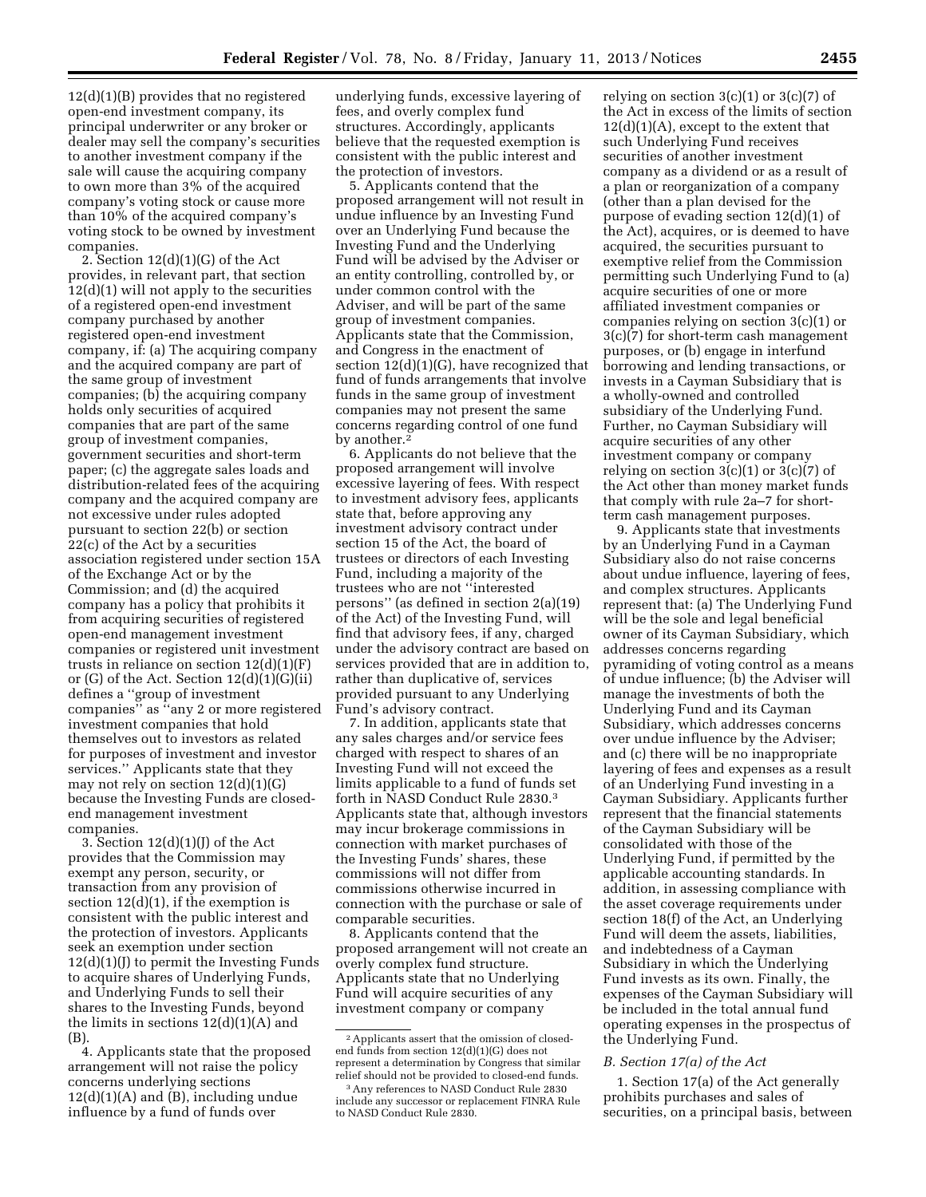12(d)(1)(B) provides that no registered open-end investment company, its principal underwriter or any broker or dealer may sell the company's securities to another investment company if the sale will cause the acquiring company to own more than 3% of the acquired company's voting stock or cause more than 10% of the acquired company's voting stock to be owned by investment companies.

2. Section 12(d)(1)(G) of the Act provides, in relevant part, that section 12(d)(1) will not apply to the securities of a registered open-end investment company purchased by another registered open-end investment company, if: (a) The acquiring company and the acquired company are part of the same group of investment companies; (b) the acquiring company holds only securities of acquired companies that are part of the same group of investment companies, government securities and short-term paper; (c) the aggregate sales loads and distribution-related fees of the acquiring company and the acquired company are not excessive under rules adopted pursuant to section 22(b) or section 22(c) of the Act by a securities association registered under section 15A of the Exchange Act or by the Commission; and (d) the acquired company has a policy that prohibits it from acquiring securities of registered open-end management investment companies or registered unit investment trusts in reliance on section 12(d)(1)(F) or (G) of the Act. Section 12(d)(1)(G)(ii) defines a ''group of investment companies'' as ''any 2 or more registered investment companies that hold themselves out to investors as related for purposes of investment and investor services.'' Applicants state that they may not rely on section 12(d)(1)(G) because the Investing Funds are closed-end management investment companies.

3. Section 12(d)(1)(J) of the Act provides that the Commission may exempt any person, security, or transaction from any provision of section 12(d)(1), if the exemption is consistent with the public interest and the protection of investors. Applicants seek an exemption under section 12(d)(1)(J) to permit the Investing Funds to acquire shares of Underlying Funds, and Underlying Funds to sell their shares to the Investing Funds, beyond the limits in sections 12(d)(1)(A) and (B).

4. Applicants state that the proposed arrangement will not raise the policy concerns underlying sections 12(d)(1)(A) and (B), including undue influence by a fund of funds over underlying funds, excessive layering of fees, and overly complex fund structures. Accordingly, applicants believe that the requested exemption is consistent with the public interest and the protection of investors.

5. Applicants contend that the proposed arrangement will not result in undue influence by an Investing Fund over an Underlying Fund because the Investing Fund and the Underlying Fund will be advised by the Adviser or an entity controlling, controlled by, or under common control with the Adviser, and will be part of the same group of investment companies. Applicants state that the Commission, and Congress in the enactment of section 12(d)(1)(G), have recognized that fund of funds arrangements that involve funds in the same group of investment companies may not present the same concerns regarding control of one fund by another.[2]

6. Applicants do not believe that the proposed arrangement will involve excessive layering of fees. With respect to investment advisory fees, applicants state that, before approving any investment advisory contract under section 15 of the Act, the board of trustees or directors of each Investing Fund, including a majority of the trustees who are not ''interested persons'' (as defined in section 2(a)(19) of the Act) of the Investing Fund, will find that advisory fees, if any, charged under the advisory contract are based on services provided that are in addition to, rather than duplicative of, services provided pursuant to any Underlying Fund's advisory contract.

7. In addition, applicants state that any sales charges and/or service fees charged with respect to shares of an Investing Fund will not exceed the limits applicable to a fund of funds set forth in NASD Conduct Rule 2830.[3] Applicants state that, although investors may incur brokerage commissions in connection with market purchases of the Investing Funds' shares, these commissions will not differ from commissions otherwise incurred in connection with the purchase or sale of comparable securities.

8. Applicants contend that the proposed arrangement will not create an overly complex fund structure. Applicants state that no Underlying Fund will acquire securities of any investment company or company relying on section 3(c)(1) or 3(c)(7) of the Act in excess of the limits of section 12(d)(1)(A), except to the extent that such Underlying Fund receives securities of another investment company as a dividend or as a result of a plan or reorganization of a company (other than a plan devised for the purpose of evading section 12(d)(1) of the Act), acquires, or is deemed to have acquired, the securities pursuant to exemptive relief from the Commission permitting such Underlying Fund to (a) acquire securities of one or more affiliated investment companies or companies relying on section 3(c)(1) or 3(c)(7) for short-term cash management purposes, or (b) engage in interfund borrowing and lending transactions, or invests in a Cayman Subsidiary that is a wholly-owned and controlled subsidiary of the Underlying Fund. Further, no Cayman Subsidiary will acquire securities of any other investment company or company relying on section 3(c)(1) or 3(c)(7) of the Act other than money market funds that comply with rule 2a–7 for short-term cash management purposes.

9. Applicants state that investments by an Underlying Fund in a Cayman Subsidiary also do not raise concerns about undue influence, layering of fees, and complex structures. Applicants represent that: (a) The Underlying Fund will be the sole and legal beneficial owner of its Cayman Subsidiary, which addresses concerns regarding pyramiding of voting control as a means of undue influence; (b) the Adviser will manage the investments of both the Underlying Fund and its Cayman Subsidiary, which addresses concerns over undue influence by the Adviser; and (c) there will be no inappropriate layering of fees and expenses as a result of an Underlying Fund investing in a Cayman Subsidiary. Applicants further represent that the financial statements of the Cayman Subsidiary will be consolidated with those of the Underlying Fund, if permitted by the applicable accounting standards. In addition, in assessing compliance with the asset coverage requirements under section 18(f) of the Act, an Underlying Fund will deem the assets, liabilities, and indebtedness of a Cayman Subsidiary in which the Underlying Fund invests as its own. Finally, the expenses of the Cayman Subsidiary will be included in the total annual fund operating expenses in the prospectus of the Underlying Fund.

### *B. Section 17(a) of the Act*

1. Section 17(a) of the Act generally prohibits purchases and sales of securities, on a principal basis, between

[2] Applicants assert that the omission of closed-end funds from section 12(d)(1)(G) does not represent a determination by Congress that similar relief should not be provided to closed-end funds.

[3] Any references to NASD Conduct Rule 2830 include any successor or replacement FINRA Rule to NASD Conduct Rule 2830.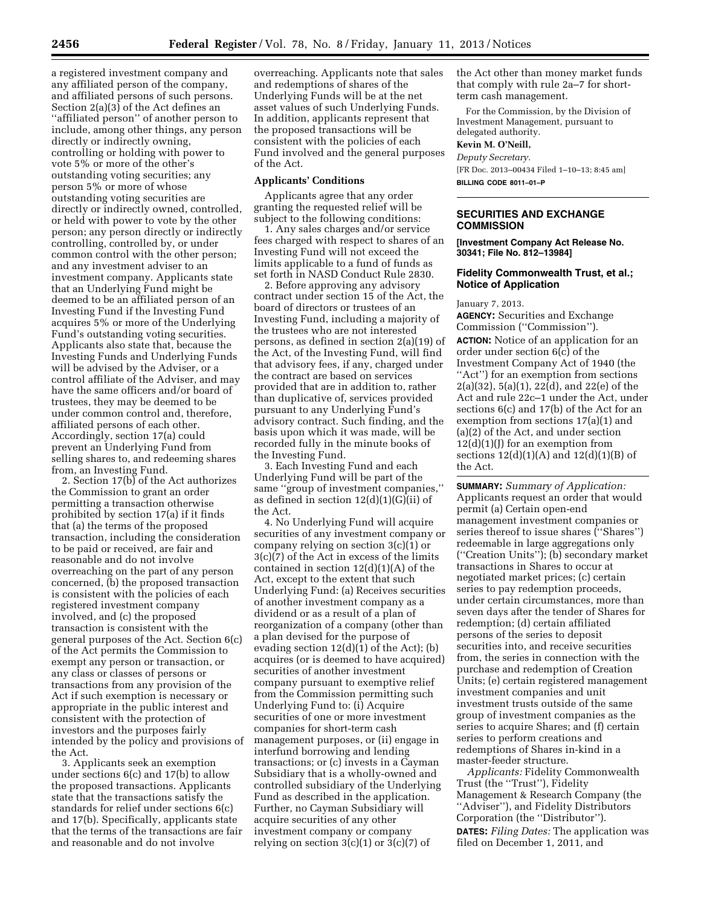a registered investment company and any affiliated person of the company, and affiliated persons of such persons. Section 2(a)(3) of the Act defines an ''affiliated person'' of another person to include, among other things, any person directly or indirectly owning, controlling or holding with power to vote 5% or more of the other's outstanding voting securities; any person 5% or more of whose outstanding voting securities are directly or indirectly owned, controlled, or held with power to vote by the other person; any person directly or indirectly controlling, controlled by, or under common control with the other person; and any investment adviser to an investment company. Applicants state that an Underlying Fund might be deemed to be an affiliated person of an Investing Fund if the Investing Fund acquires 5% or more of the Underlying Fund's outstanding voting securities. Applicants also state that, because the Investing Funds and Underlying Funds will be advised by the Adviser, or a control affiliate of the Adviser, and may have the same officers and/or board of trustees, they may be deemed to be under common control and, therefore, affiliated persons of each other. Accordingly, section 17(a) could prevent an Underlying Fund from selling shares to, and redeeming shares from, an Investing Fund.

2. Section 17(b) of the Act authorizes the Commission to grant an order permitting a transaction otherwise prohibited by section 17(a) if it finds that (a) the terms of the proposed transaction, including the consideration to be paid or received, are fair and reasonable and do not involve overreaching on the part of any person concerned, (b) the proposed transaction is consistent with the policies of each registered investment company involved, and (c) the proposed transaction is consistent with the general purposes of the Act. Section 6(c) of the Act permits the Commission to exempt any person or transaction, or any class or classes of persons or transactions from any provision of the Act if such exemption is necessary or appropriate in the public interest and consistent with the protection of investors and the purposes fairly intended by the policy and provisions of the Act.

3. Applicants seek an exemption under sections 6(c) and 17(b) to allow the proposed transactions. Applicants state that the transactions satisfy the standards for relief under sections 6(c) and 17(b). Specifically, applicants state that the terms of the transactions are fair and reasonable and do not involve overreaching. Applicants note that sales and redemptions of shares of the Underlying Funds will be at the net asset values of such Underlying Funds. In addition, applicants represent that the proposed transactions will be consistent with the policies of each Fund involved and the general purposes of the Act.

## Applicants' Conditions

Applicants agree that any order granting the requested relief will be subject to the following conditions:

1. Any sales charges and/or service fees charged with respect to shares of an Investing Fund will not exceed the limits applicable to a fund of funds as set forth in NASD Conduct Rule 2830.

2. Before approving any advisory contract under section 15 of the Act, the board of directors or trustees of an Investing Fund, including a majority of the trustees who are not interested persons, as defined in section 2(a)(19) of the Act, of the Investing Fund, will find that advisory fees, if any, charged under the contract are based on services provided that are in addition to, rather than duplicative of, services provided pursuant to any Underlying Fund's advisory contract. Such finding, and the basis upon which it was made, will be recorded fully in the minute books of the Investing Fund.

3. Each Investing Fund and each Underlying Fund will be part of the same ''group of investment companies,'' as defined in section 12(d)(1)(G)(ii) of the Act.

4. No Underlying Fund will acquire securities of any investment company or company relying on section 3(c)(1) or 3(c)(7) of the Act in excess of the limits contained in section 12(d)(1)(A) of the Act, except to the extent that such Underlying Fund: (a) Receives securities of another investment company as a dividend or as a result of a plan of reorganization of a company (other than a plan devised for the purpose of evading section 12(d)(1) of the Act); (b) acquires (or is deemed to have acquired) securities of another investment company pursuant to exemptive relief from the Commission permitting such Underlying Fund to: (i) Acquire securities of one or more investment companies for short-term cash management purposes, or (ii) engage in interfund borrowing and lending transactions; or (c) invests in a Cayman Subsidiary that is a wholly-owned and controlled subsidiary of the Underlying Fund as described in the application. Further, no Cayman Subsidiary will acquire securities of any other investment company or company relying on section 3(c)(1) or 3(c)(7) of the Act other than money market funds that comply with rule 2a–7 for short-term cash management.

For the Commission, by the Division of Investment Management, pursuant to delegated authority.

**Kevin M. O'Neill,**

*Deputy Secretary.*

[FR Doc. 2013–00434 Filed 1–10–13; 8:45 am]

**BILLING CODE 8011–01–P**

---

## SECURITIES AND EXCHANGE COMMISSION

**[Investment Company Act Release No. 30341; File No. 812–13984]**

## Fidelity Commonwealth Trust, et al.; Notice of Application

January 7, 2013.

**AGENCY:** Securities and Exchange Commission (''Commission'').

**ACTION:** Notice of an application for an order under section 6(c) of the Investment Company Act of 1940 (the ''Act'') for an exemption from sections 2(a)(32), 5(a)(1), 22(d), and 22(e) of the Act and rule 22c–1 under the Act, under sections 6(c) and 17(b) of the Act for an exemption from sections 17(a)(1) and (a)(2) of the Act, and under section 12(d)(1)(J) for an exemption from sections 12(d)(1)(A) and 12(d)(1)(B) of the Act.

---

**SUMMARY:** *Summary of Application:* Applicants request an order that would permit (a) Certain open-end management investment companies or series thereof to issue shares (''Shares'') redeemable in large aggregations only (''Creation Units''); (b) secondary market transactions in Shares to occur at negotiated market prices; (c) certain series to pay redemption proceeds, under certain circumstances, more than seven days after the tender of Shares for redemption; (d) certain affiliated persons of the series to deposit securities into, and receive securities from, the series in connection with the purchase and redemption of Creation Units; (e) certain registered management investment companies and unit investment trusts outside of the same group of investment companies as the series to acquire Shares; and (f) certain series to perform creations and redemptions of Shares in-kind in a master-feeder structure.

*Applicants:* Fidelity Commonwealth Trust (the ''Trust''), Fidelity Management & Research Company (the ''Adviser''), and Fidelity Distributors Corporation (the ''Distributor'').

**DATES:** *Filing Dates:* The application was filed on December 1, 2011, and